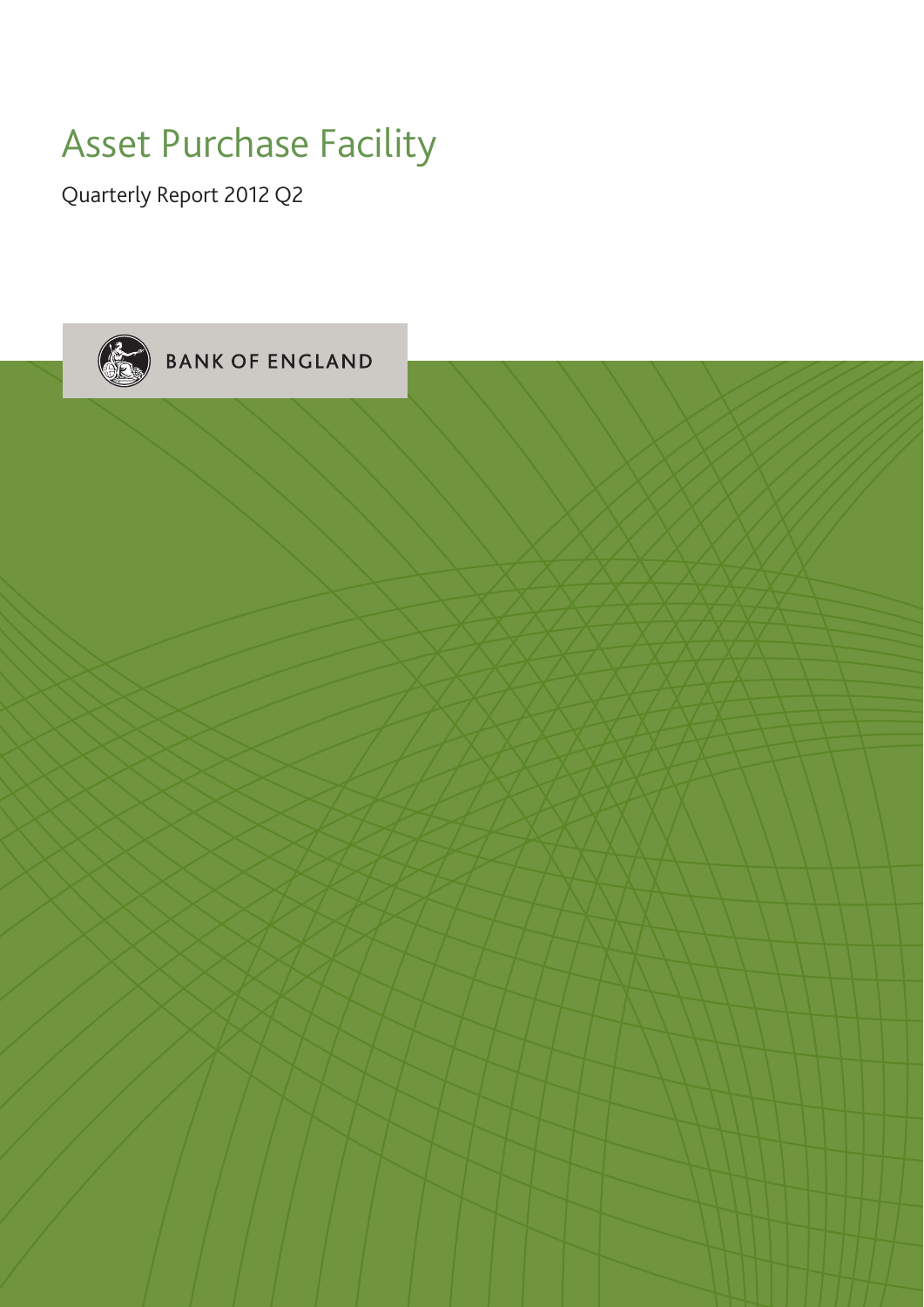# Asset Purchase Facility

Quarterly Report 2012 Q2

BANK OF ENGLAND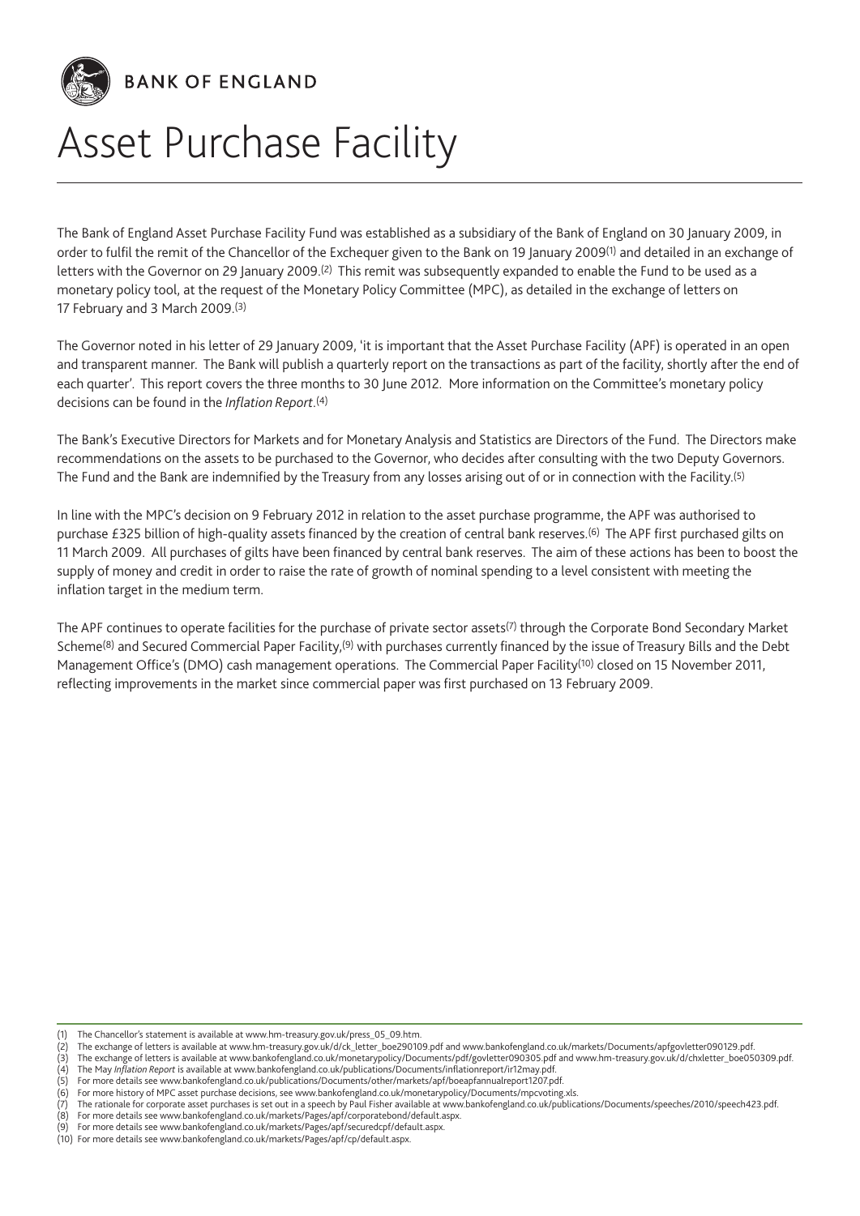BANK OF ENGLAND

# Asset Purchase Facility

The Bank of England Asset Purchase Facility Fund was established as a subsidiary of the Bank of England on 30 January 2009, in order to fulfil the remit of the Chancellor of the Exchequer given to the Bank on 19 January 2009[1] and detailed in an exchange of letters with the Governor on 29 January 2009.[2] This remit was subsequently expanded to enable the Fund to be used as a monetary policy tool, at the request of the Monetary Policy Committee (MPC), as detailed in the exchange of letters on 17 February and 3 March 2009.[3]

The Governor noted in his letter of 29 January 2009, 'it is important that the Asset Purchase Facility (APF) is operated in an open and transparent manner. The Bank will publish a quarterly report on the transactions as part of the facility, shortly after the end of each quarter'. This report covers the three months to 30 June 2012. More information on the Committee's monetary policy decisions can be found in the *Inflation Report*.[4]

The Bank's Executive Directors for Markets and for Monetary Analysis and Statistics are Directors of the Fund. The Directors make recommendations on the assets to be purchased to the Governor, who decides after consulting with the two Deputy Governors. The Fund and the Bank are indemnified by the Treasury from any losses arising out of or in connection with the Facility.[5]

In line with the MPC's decision on 9 February 2012 in relation to the asset purchase programme, the APF was authorised to purchase £325 billion of high-quality assets financed by the creation of central bank reserves.[6] The APF first purchased gilts on 11 March 2009. All purchases of gilts have been financed by central bank reserves. The aim of these actions has been to boost the supply of money and credit in order to raise the rate of growth of nominal spending to a level consistent with meeting the inflation target in the medium term.

The APF continues to operate facilities for the purchase of private sector assets[7] through the Corporate Bond Secondary Market Scheme[8] and Secured Commercial Paper Facility,[9] with purchases currently financed by the issue of Treasury Bills and the Debt Management Office's (DMO) cash management operations. The Commercial Paper Facility[10] closed on 15 November 2011, reflecting improvements in the market since commercial paper was first purchased on 13 February 2009.

(1) The Chancellor's statement is available at www.hm-treasury.gov.uk/press_05_09.htm.
(2) The exchange of letters is available at www.hm-treasury.gov.uk/d/ck_letter_boe290109.pdf and www.bankofengland.co.uk/markets/Documents/apfgovletter090129.pdf.
(3) The exchange of letters is available at www.bankofengland.co.uk/monetarypolicy/Documents/pdf/govletter090305.pdf and www.hm-treasury.gov.uk/d/chxletter_boe050309.pdf.
(4) The May *Inflation Report* is available at www.bankofengland.co.uk/publications/Documents/inflationreport/ir12may.pdf.
(5) For more details see www.bankofengland.co.uk/publications/Documents/other/markets/apf/boeapfannualreport1207.pdf.
(6) For more history of MPC asset purchase decisions, see www.bankofengland.co.uk/monetarypolicy/Documents/mpcvoting.xls.
(7) The rationale for corporate asset purchases is set out in a speech by Paul Fisher available at www.bankofengland.co.uk/publications/Documents/speeches/2010/speech423.pdf.
(8) For more details see www.bankofengland.co.uk/markets/Pages/apf/corporatebond/default.aspx.
(9) For more details see www.bankofengland.co.uk/markets/Pages/apf/securedcpf/default.aspx.
(10) For more details see www.bankofengland.co.uk/markets/Pages/apf/cp/default.aspx.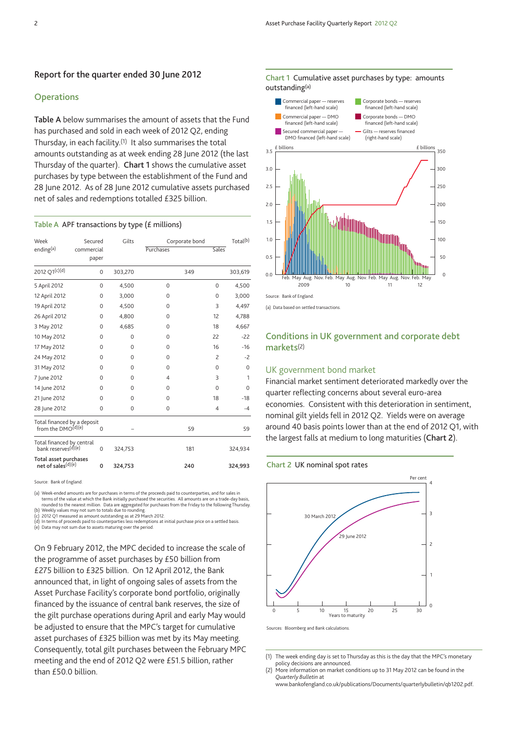## Report for the quarter ended 30 June 2012

### Operations

**Table A** below summarises the amount of assets that the Fund has purchased and sold in each week of 2012 Q2, ending Thursday, in each facility.[1] It also summarises the total amounts outstanding as at week ending 28 June 2012 (the last Thursday of the quarter). **Chart 1** shows the cumulative asset purchases by type between the establishment of the Fund and 28 June 2012. As of 28 June 2012 cumulative assets purchased net of sales and redemptions totalled £325 billion.

**Table A** APF transactions by type (£ millions)

| Week ending[(a)] | Secured commercial paper | Gilts | Corporate bond Purchases | Corporate bond Sales | Total[(b)] |
|---|---|---|---|---|---|
| 2012 Q1[(c)(d)] | 0 | 303,270 | 349 | | 303,619 |
| 5 April 2012 | 0 | 4,500 | 0 | 0 | 4,500 |
| 12 April 2012 | 0 | 3,000 | 0 | 0 | 3,000 |
| 19 April 2012 | 0 | 4,500 | 0 | 3 | 4,497 |
| 26 April 2012 | 0 | 4,800 | 0 | 12 | 4,788 |
| 3 May 2012 | 0 | 4,685 | 0 | 18 | 4,667 |
| 10 May 2012 | 0 | 0 | 0 | 22 | -22 |
| 17 May 2012 | 0 | 0 | 0 | 16 | -16 |
| 24 May 2012 | 0 | 0 | 0 | 2 | -2 |
| 31 May 2012 | 0 | 0 | 0 | 0 | 0 |
| 7 June 2012 | 0 | 0 | 4 | 3 | 1 |
| 14 June 2012 | 0 | 0 | 0 | 0 | 0 |
| 21 June 2012 | 0 | 0 | 0 | 18 | -18 |
| 28 June 2012 | 0 | 0 | 0 | 4 | -4 |
| Total financed by a deposit from the DMO[(d)(e)] | 0 | – | 59 | | 59 |
| Total financed by central bank reserves[(d)(e)] | 0 | 324,753 | 181 | | 324,934 |
| **Total asset purchases net of sales[(d)(e)]** | **0** | **324,753** | **240** | | **324,993** |

Source: Bank of England.

(a) Week-ended amounts are for purchases in terms of the proceeds paid to counterparties, and for sales in terms of the value at which the Bank initially purchased the securities. All amounts are on a trade-day basis, rounded to the nearest million. Data are aggregated for purchases from the Friday to the following Thursday.
(b) Weekly values may not sum to totals due to rounding.
(c) 2012 Q1 measured as amount outstanding as at 29 March 2012.
(d) In terms of proceeds paid to counterparties less redemptions at initial purchase price on a settled basis.
(e) Data may not sum due to assets maturing over the period.

On 9 February 2012, the MPC decided to increase the scale of the programme of asset purchases by £50 billion from £275 billion to £325 billion. On 12 April 2012, the Bank announced that, in light of ongoing sales of assets from the Asset Purchase Facility's corporate bond portfolio, originally financed by the issuance of central bank reserves, the size of the gilt purchase operations during April and early May would be adjusted to ensure that the MPC's target for cumulative asset purchases of £325 billion was met by its May meeting. Consequently, total gilt purchases between the February MPC meeting and the end of 2012 Q2 were £51.5 billion, rather than £50.0 billion.

**Chart 1** Cumulative asset purchases by type: amounts outstanding[(a)]

Source: Bank of England.

(a) Data based on settled transactions.

## Conditions in UK government and corporate debt markets[(2)]

### UK government bond market

Financial market sentiment deteriorated markedly over the quarter reflecting concerns about several euro-area economies. Consistent with this deterioration in sentiment, nominal gilt yields fell in 2012 Q2. Yields were on average around 40 basis points lower than at the end of 2012 Q1, with the largest falls at medium to long maturities (**Chart 2**).

**Chart 2** UK nominal spot rates

Sources: Bloomberg and Bank calculations.

(1) The week ending day is set to Thursday as this is the day that the MPC's monetary policy decisions are announced.
(2) More information on market conditions up to 31 May 2012 can be found in the *Quarterly Bulletin* at www.bankofengland.co.uk/publications/Documents/quarterlybulletin/qb1202.pdf.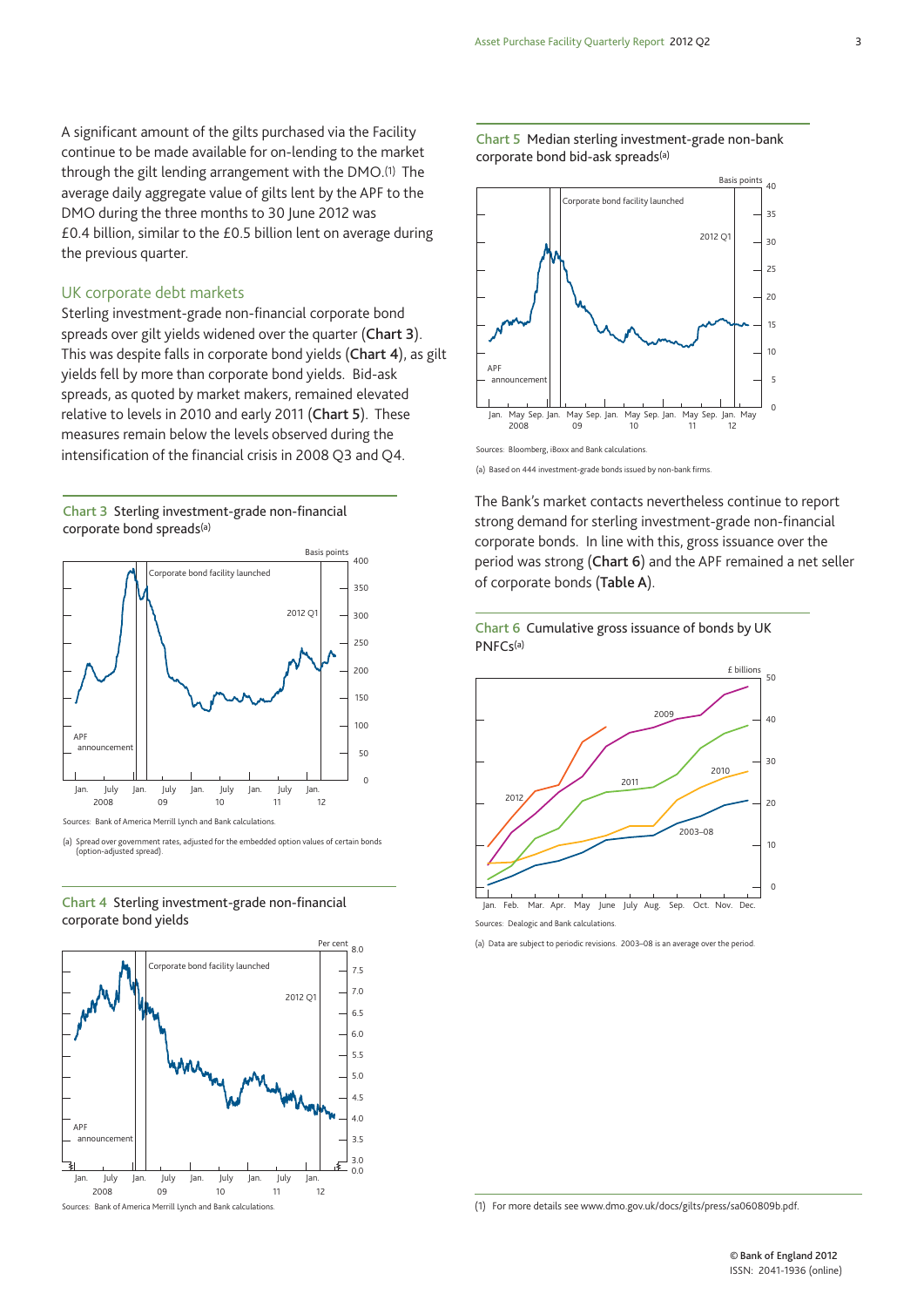A significant amount of the gilts purchased via the Facility continue to be made available for on-lending to the market through the gilt lending arrangement with the DMO.[1] The average daily aggregate value of gilts lent by the APF to the DMO during the three months to 30 June 2012 was £0.4 billion, similar to the £0.5 billion lent on average during the previous quarter.

## UK corporate debt markets

Sterling investment-grade non-financial corporate bond spreads over gilt yields widened over the quarter (**Chart 3**). This was despite falls in corporate bond yields (**Chart 4**), as gilt yields fell by more than corporate bond yields. Bid-ask spreads, as quoted by market makers, remained elevated relative to levels in 2010 and early 2011 (**Chart 5**). These measures remain below the levels observed during the intensification of the financial crisis in 2008 Q3 and Q4.

**Chart 3** Sterling investment-grade non-financial corporate bond spreads[a]

Basis points
400
350
300
250
200
150
100
50
0

Corporate bond facility launched
2012 Q1
APF announcement

Jan. July Jan. July Jan. July Jan. July Jan.
2008 09 10 11 12

Sources: Bank of America Merrill Lynch and Bank calculations.

(a) Spread over government rates, adjusted for the embedded option values of certain bonds (option-adjusted spread).

**Chart 4** Sterling investment-grade non-financial corporate bond yields

Per cent
8.0
7.5
7.0
6.5
6.0
5.5
5.0
4.5
4.0
3.5
3.0
0.0

Corporate bond facility launched
2012 Q1
APF announcement

Jan. July Jan. July Jan. July Jan. July Jan.
2008 09 10 11 12

Sources: Bank of America Merrill Lynch and Bank calculations.

**Chart 5** Median sterling investment-grade non-bank corporate bond bid-ask spreads[a]

Basis points
40
35
30
25
20
15
10
5
0

Corporate bond facility launched
2012 Q1
APF announcement

Jan. May Sep. Jan. May Sep. Jan. May Sep. Jan. May Sep. Jan. May
2008 09 10 11 12

Sources: Bloomberg, iBoxx and Bank calculations.

(a) Based on 444 investment-grade bonds issued by non-bank firms.

The Bank's market contacts nevertheless continue to report strong demand for sterling investment-grade non-financial corporate bonds. In line with this, gross issuance over the period was strong (**Chart 6**) and the APF remained a net seller of corporate bonds (**Table A**).

**Chart 6** Cumulative gross issuance of bonds by UK PNFCs[a]

£ billions
50
40
30
20
10
0

2009
2011
2010
2012
2003–08

Jan. Feb. Mar. Apr. May June July Aug. Sep. Oct. Nov. Dec.

Sources: Dealogic and Bank calculations.

(a) Data are subject to periodic revisions. 2003–08 is an average over the period.

(1) For more details see www.dmo.gov.uk/docs/gilts/press/sa060809b.pdf.

© Bank of England 2012
ISSN: 2041-1936 (online)